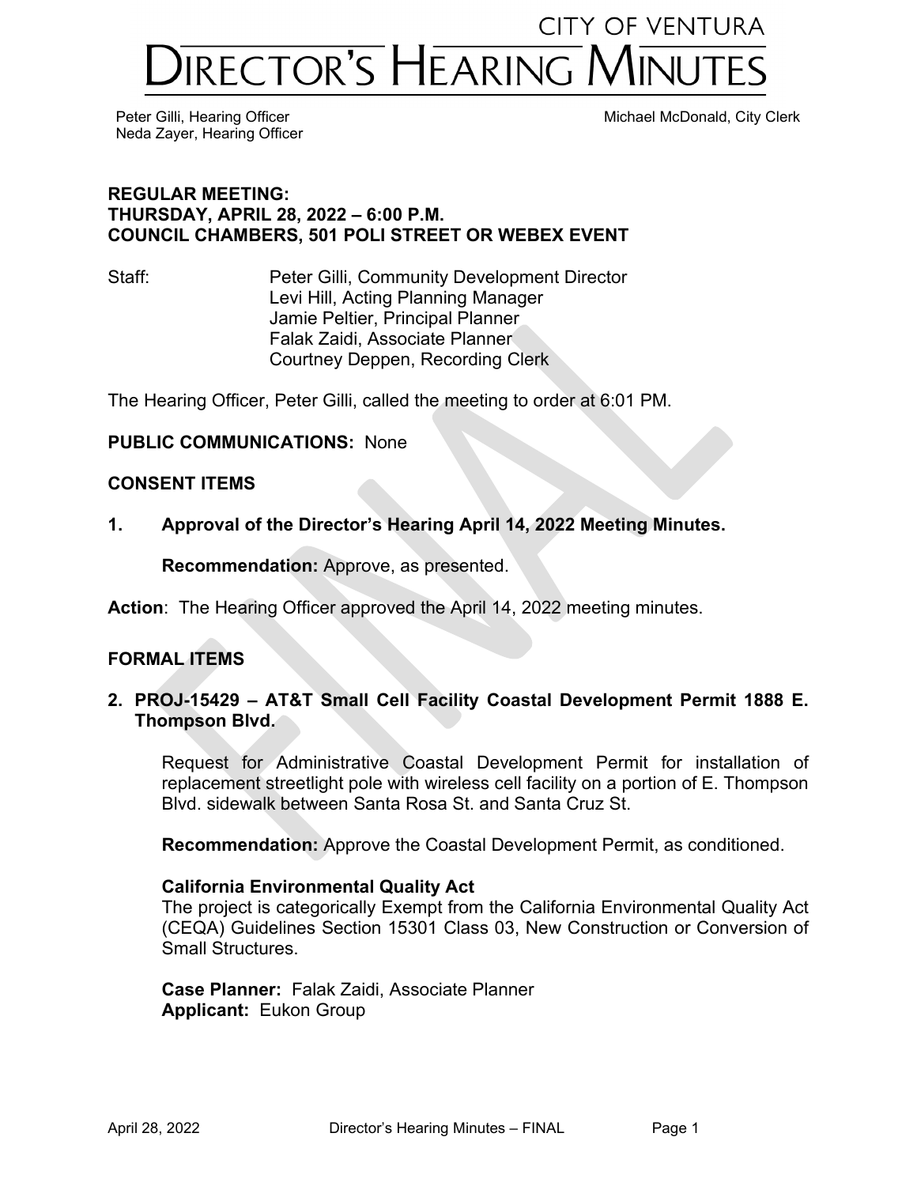# CITY OF VENTURA
# DIRECTOR'S HEARING MINUTES

Peter Gilli, Hearing Officer
Neda Zayer, Hearing Officer

Michael McDonald, City Clerk

**REGULAR MEETING:**
**THURSDAY, APRIL 28, 2022 – 6:00 P.M.**
**COUNCIL CHAMBERS, 501 POLI STREET OR WEBEX EVENT**

Staff:
Peter Gilli, Community Development Director
Levi Hill, Acting Planning Manager
Jamie Peltier, Principal Planner
Falak Zaidi, Associate Planner
Courtney Deppen, Recording Clerk

The Hearing Officer, Peter Gilli, called the meeting to order at 6:01 PM.

**PUBLIC COMMUNICATIONS:** None

**CONSENT ITEMS**

**1. Approval of the Director's Hearing April 14, 2022 Meeting Minutes.**

**Recommendation:** Approve, as presented.

**Action**: The Hearing Officer approved the April 14, 2022 meeting minutes.

**FORMAL ITEMS**

**2. PROJ-15429 – AT&T Small Cell Facility Coastal Development Permit 1888 E. Thompson Blvd.**

Request for Administrative Coastal Development Permit for installation of replacement streetlight pole with wireless cell facility on a portion of E. Thompson Blvd. sidewalk between Santa Rosa St. and Santa Cruz St.

**Recommendation:** Approve the Coastal Development Permit, as conditioned.

**California Environmental Quality Act**
The project is categorically Exempt from the California Environmental Quality Act (CEQA) Guidelines Section 15301 Class 03, New Construction or Conversion of Small Structures.

**Case Planner:** Falak Zaidi, Associate Planner
**Applicant:** Eukon Group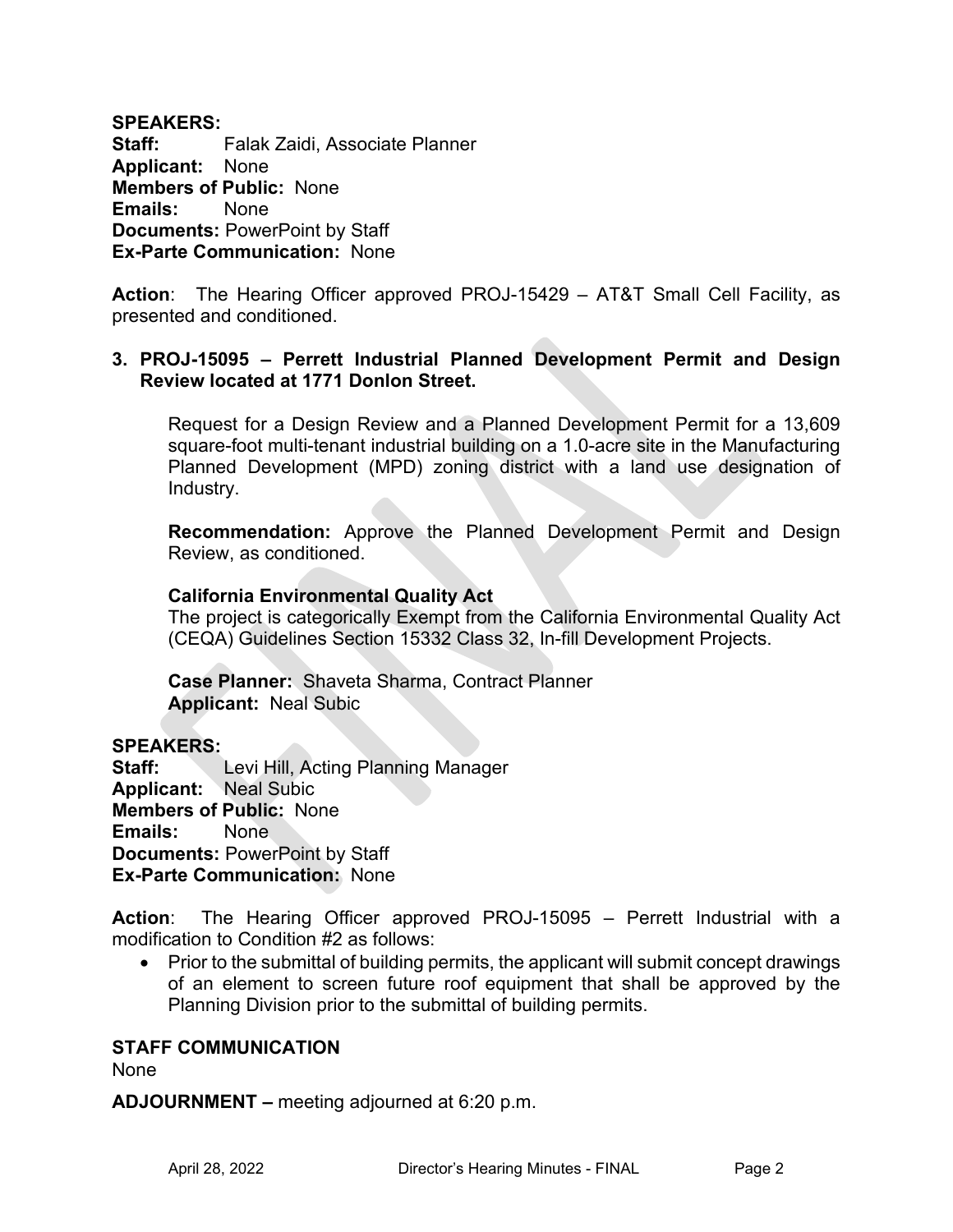**SPEAKERS:**
**Staff:** Falak Zaidi, Associate Planner
**Applicant:** None
**Members of Public:** None
**Emails:** None
**Documents:** PowerPoint by Staff
**Ex-Parte Communication:** None

**Action**: The Hearing Officer approved PROJ-15429 – AT&T Small Cell Facility, as presented and conditioned.

**3. PROJ-15095 – Perrett Industrial Planned Development Permit and Design Review located at 1771 Donlon Street.**

Request for a Design Review and a Planned Development Permit for a 13,609 square-foot multi-tenant industrial building on a 1.0-acre site in the Manufacturing Planned Development (MPD) zoning district with a land use designation of Industry.

**Recommendation:** Approve the Planned Development Permit and Design Review, as conditioned.

**California Environmental Quality Act**
The project is categorically Exempt from the California Environmental Quality Act (CEQA) Guidelines Section 15332 Class 32, In-fill Development Projects.

**Case Planner:** Shaveta Sharma, Contract Planner
**Applicant:** Neal Subic

**SPEAKERS:**
**Staff:** Levi Hill, Acting Planning Manager
**Applicant:** Neal Subic
**Members of Public:** None
**Emails:** None
**Documents:** PowerPoint by Staff
**Ex-Parte Communication:** None

**Action**: The Hearing Officer approved PROJ-15095 – Perrett Industrial with a modification to Condition #2 as follows:

- Prior to the submittal of building permits, the applicant will submit concept drawings of an element to screen future roof equipment that shall be approved by the Planning Division prior to the submittal of building permits.

**STAFF COMMUNICATION**
None

**ADJOURNMENT –** meeting adjourned at 6:20 p.m.